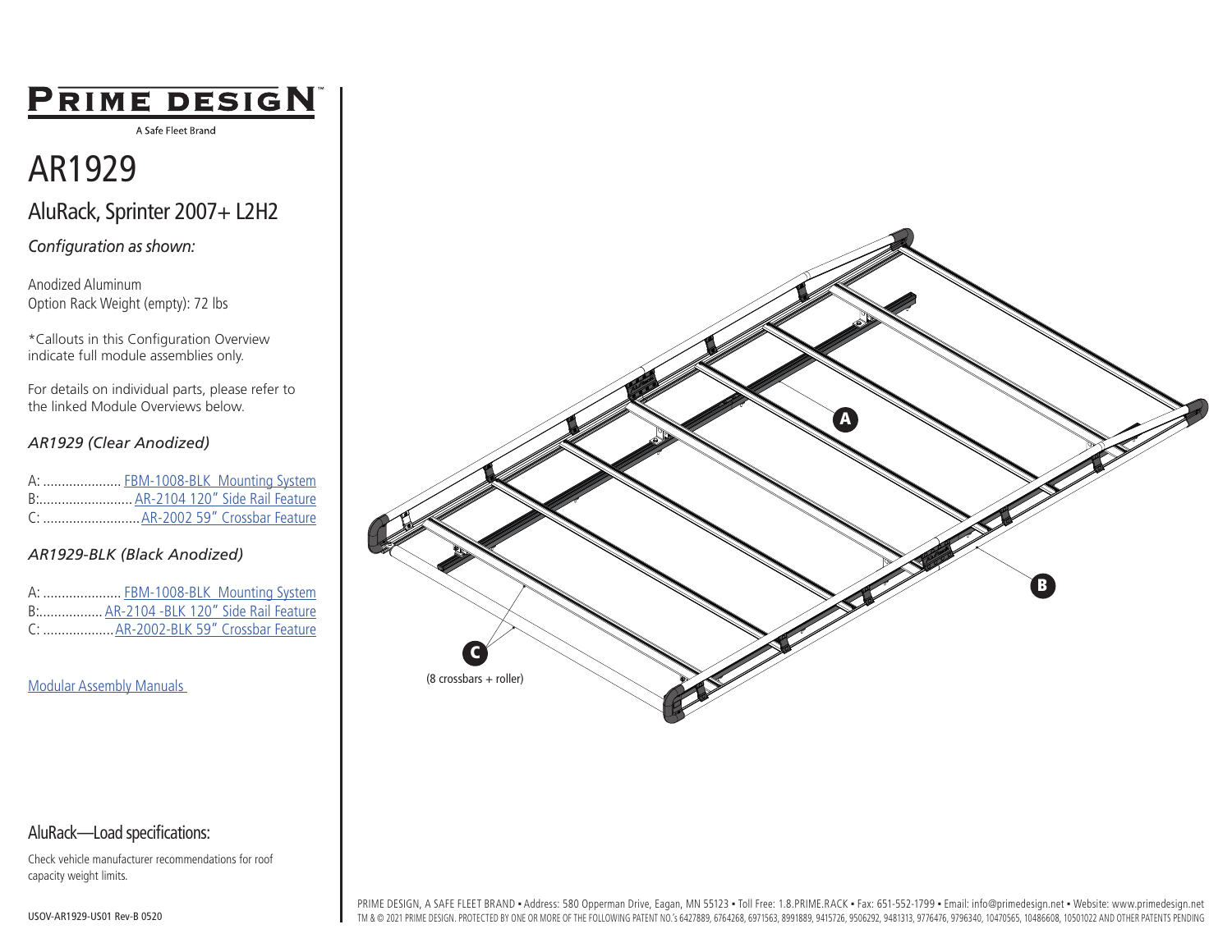# PRIME DESIGN™

A Safe Fleet Brand

# AR1929

## AluRack, Sprinter 2007+ L2H2

*Configuration as shown:*

Anodized Aluminum
Option Rack Weight (empty): 72 lbs

*Callouts in this Configuration Overview indicate full module assemblies only.

For details on individual parts, please refer to the linked Module Overviews below.

### *AR1929 (Clear Anodized)*

A: .................... FBM-1008-BLK Mounting System
B:........................ AR-2104 120" Side Rail Feature
C: .......................... AR-2002 59" Crossbar Feature

### *AR1929-BLK (Black Anodized)*

A: .................... FBM-1008-BLK Mounting System
B:................ AR-2104 -BLK 120" Side Rail Feature
C: .................. AR-2002-BLK 59" Crossbar Feature

Modular Assembly Manuals

A

B

C

(8 crossbars + roller)

### AluRack—Load specifications:

Check vehicle manufacturer recommendations for roof capacity weight limits.

USOV-AR1929-US01 Rev-B 0520

PRIME DESIGN, A SAFE FLEET BRAND • Address: 580 Opperman Drive, Eagan, MN 55123 • Toll Free: 1.8.PRIME.RACK • Fax: 651-552-1799 • Email: info@primedesign.net • Website: www.primedesign.net
TM & © 2021 PRIME DESIGN. PROTECTED BY ONE OR MORE OF THE FOLLOWING PATENT NO.'s 6427889, 6764268, 6971563, 8991889, 9415726, 9506292, 9481313, 9776476, 9796340, 10470565, 10486608, 10501022 AND OTHER PATENTS PENDING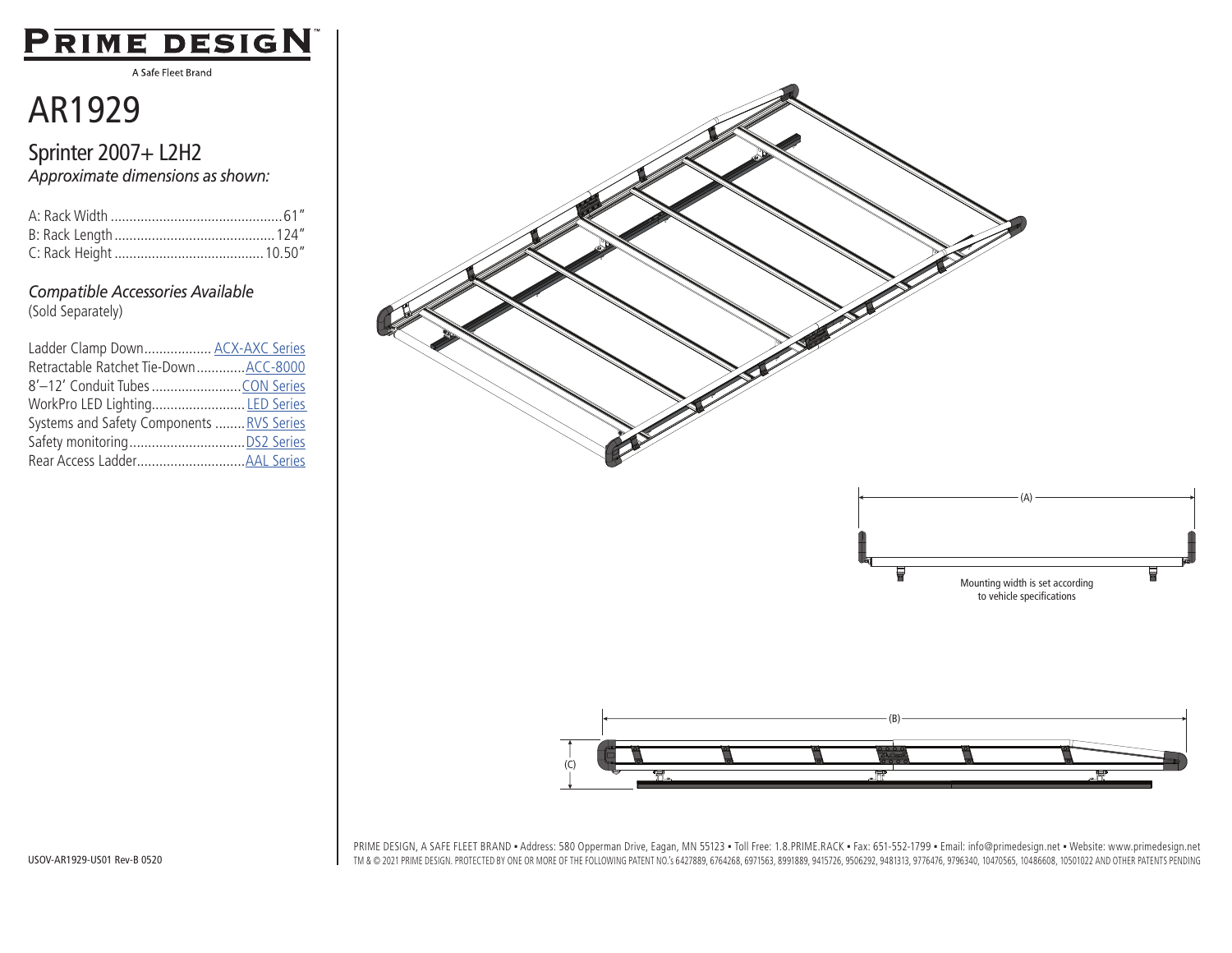# PRIME DESIGN™

A Safe Fleet Brand

# AR1929

## Sprinter 2007+ L2H2

*Approximate dimensions as shown:*

A: Rack Width ............................................. 61"
B: Rack Length ........................................... 124"
C: Rack Height ........................................ 10.50"

### *Compatible Accessories Available*

(Sold Separately)

Ladder Clamp Down.................. ACX-AXC Series
Retractable Ratchet Tie-Down............. ACC-8000
8'–12' Conduit Tubes ........................ CON Series
WorkPro LED Lighting......................... LED Series
Systems and Safety Components ........ RVS Series
Safety monitoring............................... DS2 Series
Rear Access Ladder............................. AAL Series

(A)

Mounting width is set according to vehicle specifications

(B)

(C)

USOV-AR1929-US01 Rev-B 0520

PRIME DESIGN, A SAFE FLEET BRAND ▪ Address: 580 Opperman Drive, Eagan, MN 55123 ▪ Toll Free: 1.8.PRIME.RACK ▪ Fax: 651-552-1799 ▪ Email: info@primedesign.net ▪ Website: www.primedesign.net

TM & © 2021 PRIME DESIGN. PROTECTED BY ONE OR MORE OF THE FOLLOWING PATENT NO.'s 6427889, 6764268, 6971563, 8991889, 9415726, 9506292, 9481313, 9776476, 9796340, 10470565, 10486608, 10501022 AND OTHER PATENTS PENDING